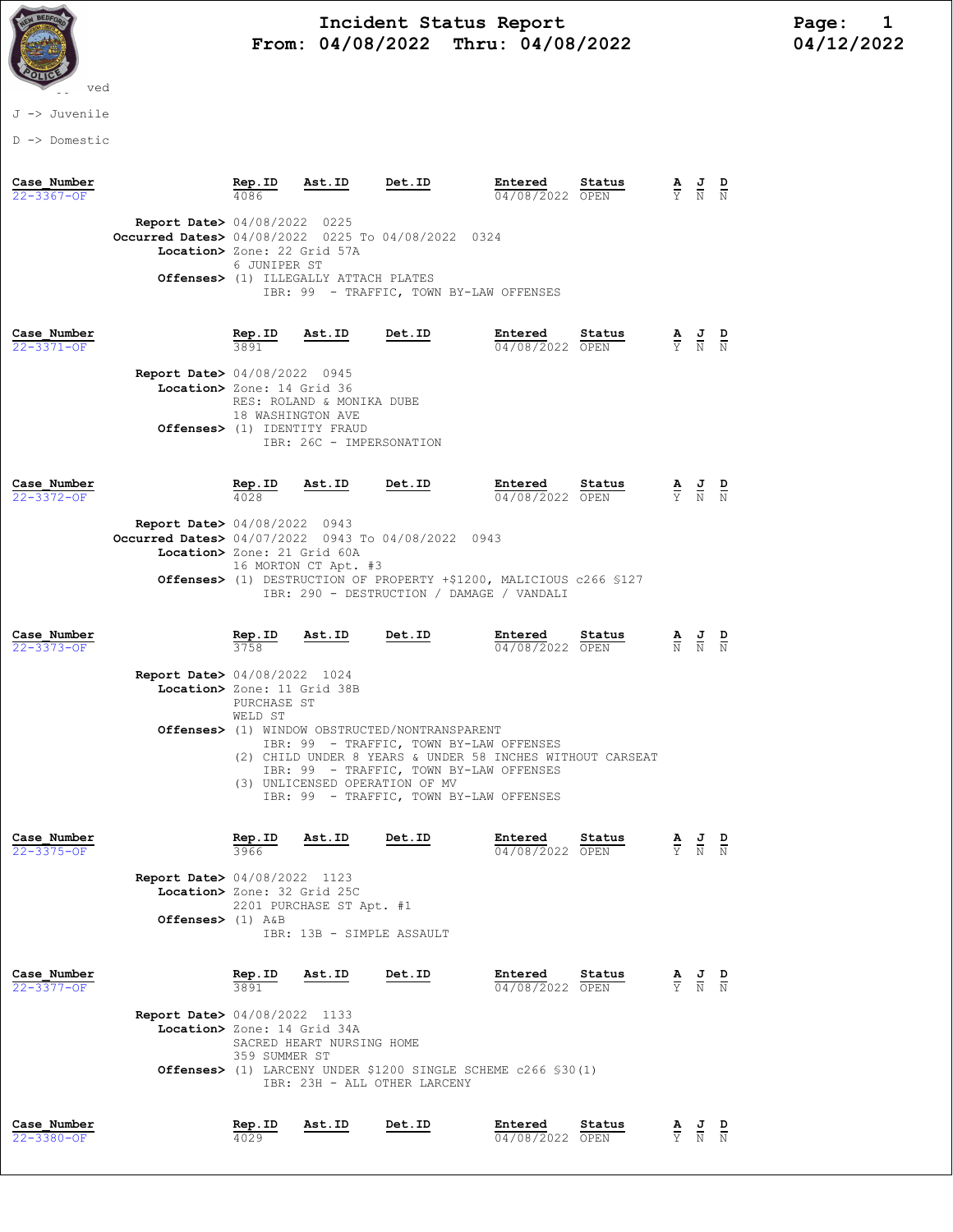# Incident Status Report
## From: 04/08/2022 Thru: 04/08/2022

04/12/2022

-- ved

J -> Juvenile

D -> Domestic

| Case_Number | Rep.ID | Ast.ID | Det.ID | Entered | Status | A | J | D |
|---|---|---|---|---|---|---|---|---|
| 22-3367-OF | 4086 | | | 04/08/2022 | OPEN | Y | N | N |

**Report Date>** 04/08/2022 0225
**Occurred Dates>** 04/08/2022 0225 To 04/08/2022 0324
**Location>** Zone: 22 Grid 57A
6 JUNIPER ST
**Offenses>** (1) ILLEGALLY ATTACH PLATES
IBR: 99 - TRAFFIC, TOWN BY-LAW OFFENSES

| Case_Number | Rep.ID | Ast.ID | Det.ID | Entered | Status | A | J | D |
|---|---|---|---|---|---|---|---|---|
| 22-3371-OF | 3891 | | | 04/08/2022 | OPEN | Y | N | N |

**Report Date>** 04/08/2022 0945
**Location>** Zone: 14 Grid 36
RES: ROLAND & MONIKA DUBE
18 WASHINGTON AVE
**Offenses>** (1) IDENTITY FRAUD
IBR: 26C - IMPERSONATION

| Case_Number | Rep.ID | Ast.ID | Det.ID | Entered | Status | A | J | D |
|---|---|---|---|---|---|---|---|---|
| 22-3372-OF | 4028 | | | 04/08/2022 | OPEN | Y | N | N |

**Report Date>** 04/08/2022 0943
**Occurred Dates>** 04/07/2022 0943 To 04/08/2022 0943
**Location>** Zone: 21 Grid 60A
16 MORTON CT Apt. #3
**Offenses>** (1) DESTRUCTION OF PROPERTY +$1200, MALICIOUS c266 §127
IBR: 290 - DESTRUCTION / DAMAGE / VANDALI

| Case_Number | Rep.ID | Ast.ID | Det.ID | Entered | Status | A | J | D |
|---|---|---|---|---|---|---|---|---|
| 22-3373-OF | 3758 | | | 04/08/2022 | OPEN | N | N | N |

**Report Date>** 04/08/2022 1024
**Location>** Zone: 11 Grid 38B
PURCHASE ST
WELD ST
**Offenses>** (1) WINDOW OBSTRUCTED/NONTRANSPARENT
IBR: 99 - TRAFFIC, TOWN BY-LAW OFFENSES
(2) CHILD UNDER 8 YEARS & UNDER 58 INCHES WITHOUT CARSEAT
IBR: 99 - TRAFFIC, TOWN BY-LAW OFFENSES
(3) UNLICENSED OPERATION OF MV
IBR: 99 - TRAFFIC, TOWN BY-LAW OFFENSES

| Case_Number | Rep.ID | Ast.ID | Det.ID | Entered | Status | A | J | D |
|---|---|---|---|---|---|---|---|---|
| 22-3375-OF | 3966 | | | 04/08/2022 | OPEN | Y | N | N |

**Report Date>** 04/08/2022 1123
**Location>** Zone: 32 Grid 25C
2201 PURCHASE ST Apt. #1
**Offenses>** (1) A&B
IBR: 13B - SIMPLE ASSAULT

| Case_Number | Rep.ID | Ast.ID | Det.ID | Entered | Status | A | J | D |
|---|---|---|---|---|---|---|---|---|
| 22-3377-OF | 3891 | | | 04/08/2022 | OPEN | Y | N | N |

**Report Date>** 04/08/2022 1133
**Location>** Zone: 14 Grid 34A
SACRED HEART NURSING HOME
359 SUMMER ST
**Offenses>** (1) LARCENY UNDER $1200 SINGLE SCHEME c266 §30(1)
IBR: 23H - ALL OTHER LARCENY

| Case_Number | Rep.ID | Ast.ID | Det.ID | Entered | Status | A | J | D |
|---|---|---|---|---|---|---|---|---|
| 22-3380-OF | 4029 | | | 04/08/2022 | OPEN | Y | N | N |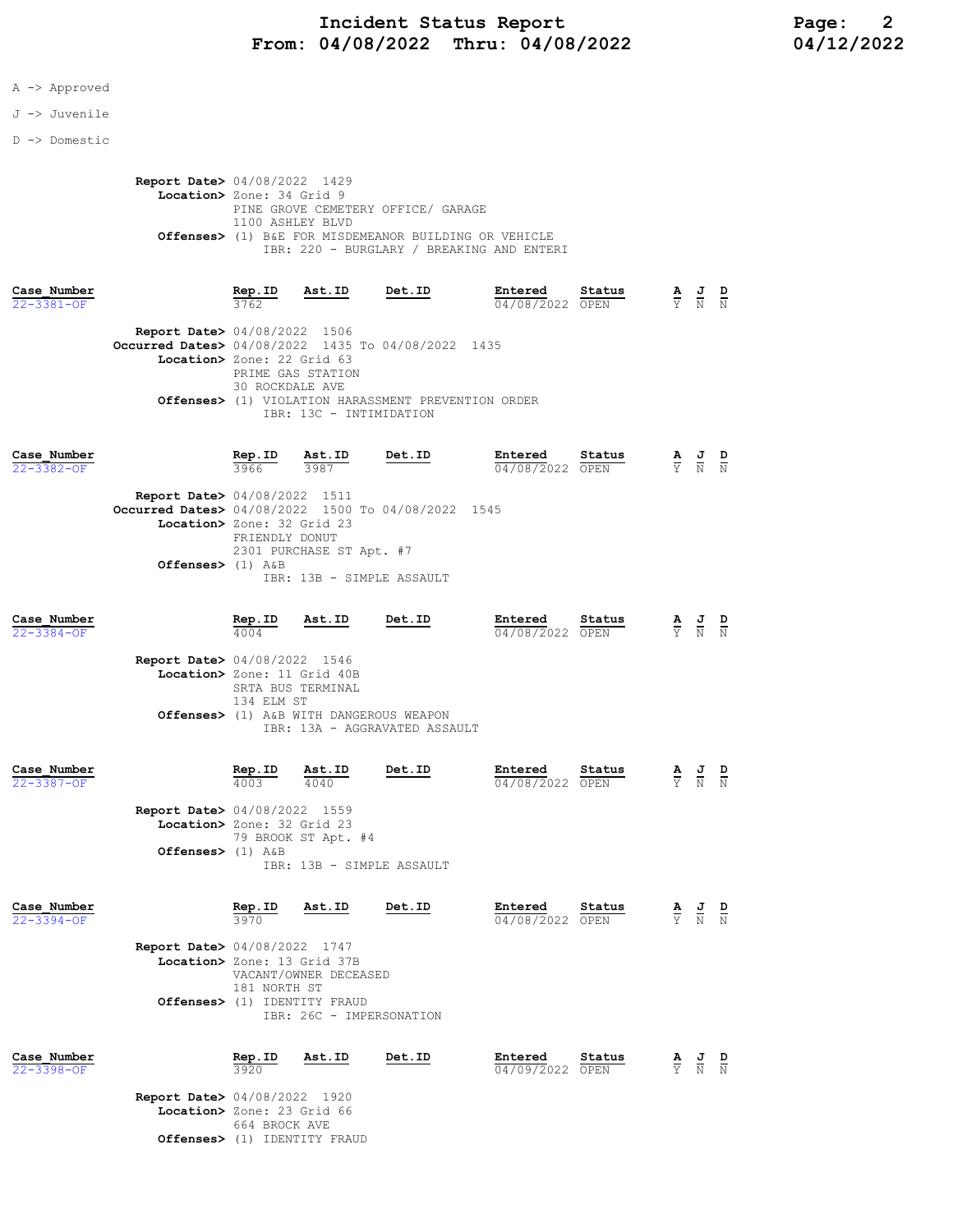A -> Approved

J -> Juvenile

D -> Domestic

**Report Date>** 04/08/2022 1429
**Location>** Zone: 34 Grid 9
PINE GROVE CEMETERY OFFICE/ GARAGE
1100 ASHLEY BLVD
**Offenses>** (1) B&E FOR MISDEMEANOR BUILDING OR VEHICLE
IBR: 220 - BURGLARY / BREAKING AND ENTERI

| Case_Number | Rep.ID | Ast.ID | Det.ID | Entered | Status | A | J | D |
|---|---|---|---|---|---|---|---|---|
| 22-3381-OF | 3762 | | | 04/08/2022 | OPEN | Y | N | N |

**Report Date>** 04/08/2022 1506
**Occurred Dates>** 04/08/2022 1435 To 04/08/2022 1435
**Location>** Zone: 22 Grid 63
PRIME GAS STATION
30 ROCKDALE AVE
**Offenses>** (1) VIOLATION HARASSMENT PREVENTION ORDER
IBR: 13C - INTIMIDATION

| Case_Number | Rep.ID | Ast.ID | Det.ID | Entered | Status | A | J | D |
|---|---|---|---|---|---|---|---|---|
| 22-3382-OF | 3966 | 3987 | | 04/08/2022 | OPEN | Y | N | N |

**Report Date>** 04/08/2022 1511
**Occurred Dates>** 04/08/2022 1500 To 04/08/2022 1545
**Location>** Zone: 32 Grid 23
FRIENDLY DONUT
2301 PURCHASE ST Apt. #7
**Offenses>** (1) A&B
IBR: 13B - SIMPLE ASSAULT

| Case_Number | Rep.ID | Ast.ID | Det.ID | Entered | Status | A | J | D |
|---|---|---|---|---|---|---|---|---|
| 22-3384-OF | 4004 | | | 04/08/2022 | OPEN | Y | N | N |

**Report Date>** 04/08/2022 1546
**Location>** Zone: 11 Grid 40B
SRTA BUS TERMINAL
134 ELM ST
**Offenses>** (1) A&B WITH DANGEROUS WEAPON
IBR: 13A - AGGRAVATED ASSAULT

| Case_Number | Rep.ID | Ast.ID | Det.ID | Entered | Status | A | J | D |
|---|---|---|---|---|---|---|---|---|
| 22-3387-OF | 4003 | 4040 | | 04/08/2022 | OPEN | Y | N | N |

**Report Date>** 04/08/2022 1559
**Location>** Zone: 32 Grid 23
79 BROOK ST Apt. #4
**Offenses>** (1) A&B
IBR: 13B - SIMPLE ASSAULT

| Case_Number | Rep.ID | Ast.ID | Det.ID | Entered | Status | A | J | D |
|---|---|---|---|---|---|---|---|---|
| 22-3394-OF | 3970 | | | 04/08/2022 | OPEN | Y | N | N |

**Report Date>** 04/08/2022 1747
**Location>** Zone: 13 Grid 37B
VACANT/OWNER DECEASED
181 NORTH ST
**Offenses>** (1) IDENTITY FRAUD
IBR: 26C - IMPERSONATION

| Case_Number | Rep.ID | Ast.ID | Det.ID | Entered | Status | A | J | D |
|---|---|---|---|---|---|---|---|---|
| 22-3398-OF | 3920 | | | 04/09/2022 | OPEN | Y | N | N |

**Report Date>** 04/08/2022 1920
**Location>** Zone: 23 Grid 66
664 BROCK AVE
**Offenses>** (1) IDENTITY FRAUD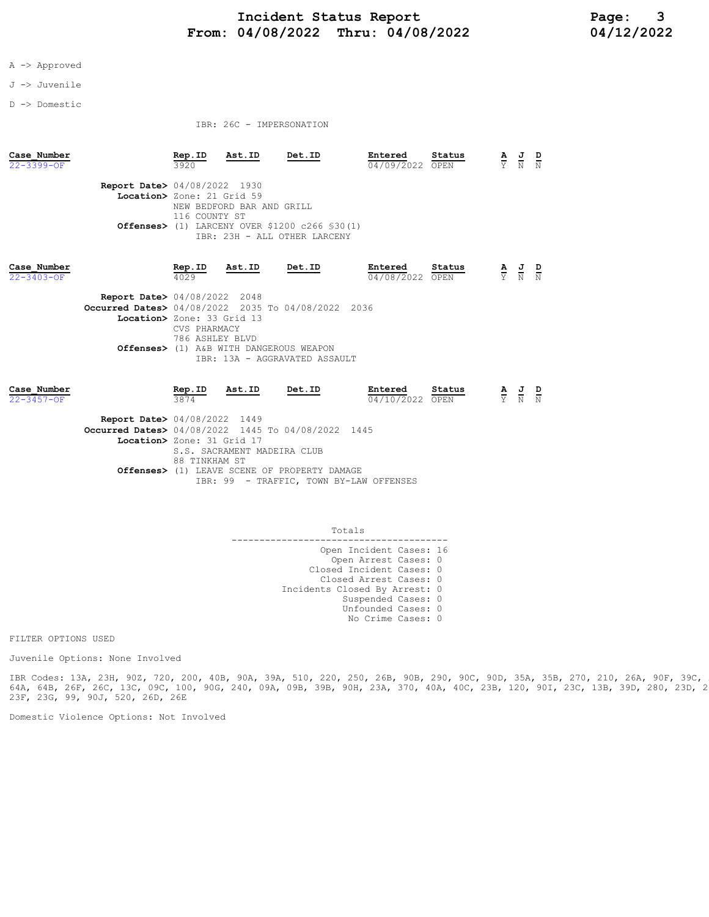A -> Approved

J -> Juvenile

D -> Domestic

IBR: 26C - IMPERSONATION

| Case_Number | Rep.ID | Ast.ID | Det.ID | Entered | Status | A | J | D |
|---|---|---|---|---|---|---|---|---|
| 22-3399-OF | 3920 | | | 04/09/2022 | OPEN | Y | N | N |

**Report Date>** 04/08/2022 1930
**Location>** Zone: 21 Grid 59
NEW BEDFORD BAR AND GRILL
116 COUNTY ST
**Offenses>** (1) LARCENY OVER $1200 c266 §30(1)
IBR: 23H - ALL OTHER LARCENY

| Case_Number | Rep.ID | Ast.ID | Det.ID | Entered | Status | A | J | D |
|---|---|---|---|---|---|---|---|---|
| 22-3403-OF | 4029 | | | 04/08/2022 | OPEN | Y | N | N |

**Report Date>** 04/08/2022 2048
**Occurred Dates>** 04/08/2022 2035 To 04/08/2022 2036
**Location>** Zone: 33 Grid 13
CVS PHARMACY
786 ASHLEY BLVD
**Offenses>** (1) A&B WITH DANGEROUS WEAPON
IBR: 13A - AGGRAVATED ASSAULT

| Case_Number | Rep.ID | Ast.ID | Det.ID | Entered | Status | A | J | D |
|---|---|---|---|---|---|---|---|---|
| 22-3457-OF | 3874 | | | 04/10/2022 | OPEN | Y | N | N |

**Report Date>** 04/08/2022 1449
**Occurred Dates>** 04/08/2022 1445 To 04/08/2022 1445
**Location>** Zone: 31 Grid 17
S.S. SACRAMENT MADEIRA CLUB
88 TINKHAM ST
**Offenses>** (1) LEAVE SCENE OF PROPERTY DAMAGE
IBR: 99 - TRAFFIC, TOWN BY-LAW OFFENSES

Totals

| | |
|---|---|
| Open Incident Cases: | 16 |
| Open Arrest Cases: | 0 |
| Closed Incident Cases: | 0 |
| Closed Arrest Cases: | 0 |
| Incidents Closed By Arrest: | 0 |
| Suspended Cases: | 0 |
| Unfounded Cases: | 0 |
| No Crime Cases: | 0 |

FILTER OPTIONS USED

Juvenile Options: None Involved

IBR Codes: 13A, 23H, 90Z, 720, 200, 40B, 90A, 39A, 510, 220, 250, 26B, 90B, 290, 90C, 90D, 35A, 35B, 270, 210, 26A, 90F, 39C,
64A, 64B, 26F, 26C, 13C, 09C, 100, 90G, 240, 09A, 09B, 39B, 90H, 23A, 370, 40A, 40C, 23B, 120, 90I, 23C, 13B, 39D, 280, 23D, 2
23F, 23G, 99, 90J, 520, 26D, 26E

Domestic Violence Options: Not Involved